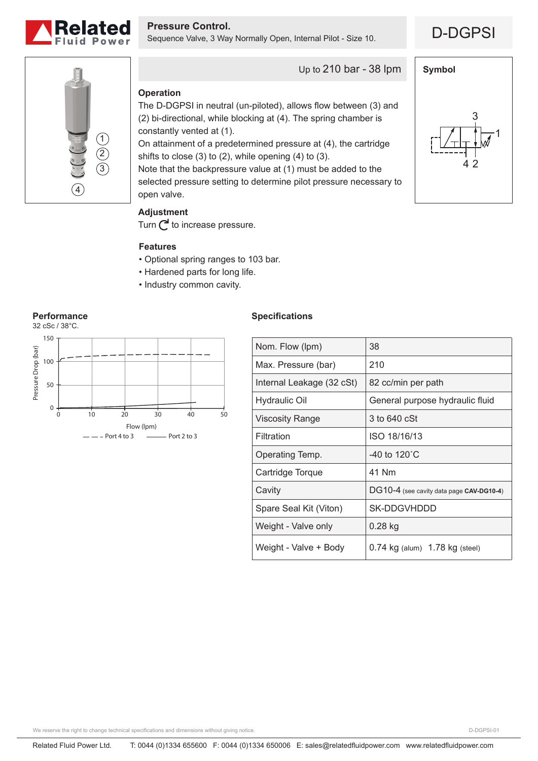# Pressure Control.

Sequence Valve, 3 Way Normally Open, Internal Pilot - Size 10.

## D-DGPSI

Up to 210 bar - 38 lpm

### Operation

The D-DGPSI in neutral (un-piloted), allows flow between (3) and (2) bi-directional, while blocking at (4). The spring chamber is constantly vented at (1).
On attainment of a predetermined pressure at (4), the cartridge shifts to close (3) to (2), while opening (4) to (3).
Note that the backpressure value at (1) must be added to the selected pressure setting to determine pilot pressure necessary to open valve.

### Adjustment

Turn ↻ to increase pressure.

### Features

- Optional spring ranges to 103 bar.
- Hardened parts for long life.
- Industry common cavity.

### Symbol

### Performance

32 cSc / 38°C.

Pressure Drop (bar) vs Flow (lpm) — Port 4 to 3, Port 2 to 3

### Specifications

| | |
|---|---|
| Nom. Flow (lpm) | 38 |
| Max. Pressure (bar) | 210 |
| Internal Leakage (32 cSt) | 82 cc/min per path |
| Hydraulic Oil | General purpose hydraulic fluid |
| Viscosity Range | 3 to 640 cSt |
| Filtration | ISO 18/16/13 |
| Operating Temp. | -40 to 120˚C |
| Cartridge Torque | 41 Nm |
| Cavity | DG10-4 (see cavity data page **CAV-DG10-4**) |
| Spare Seal Kit (Viton) | SK-DDGVHDDD |
| Weight - Valve only | 0.28 kg |
| Weight - Valve + Body | 0.74 kg (alum) 1.78 kg (steel) |

We reserve the right to change technical specifications and dimensions without giving notice.

Related Fluid Power Ltd. T: 0044 (0)1334 655600 F: 0044 (0)1334 650006 E: sales@relatedfluidpower.com www.relatedfluidpower.com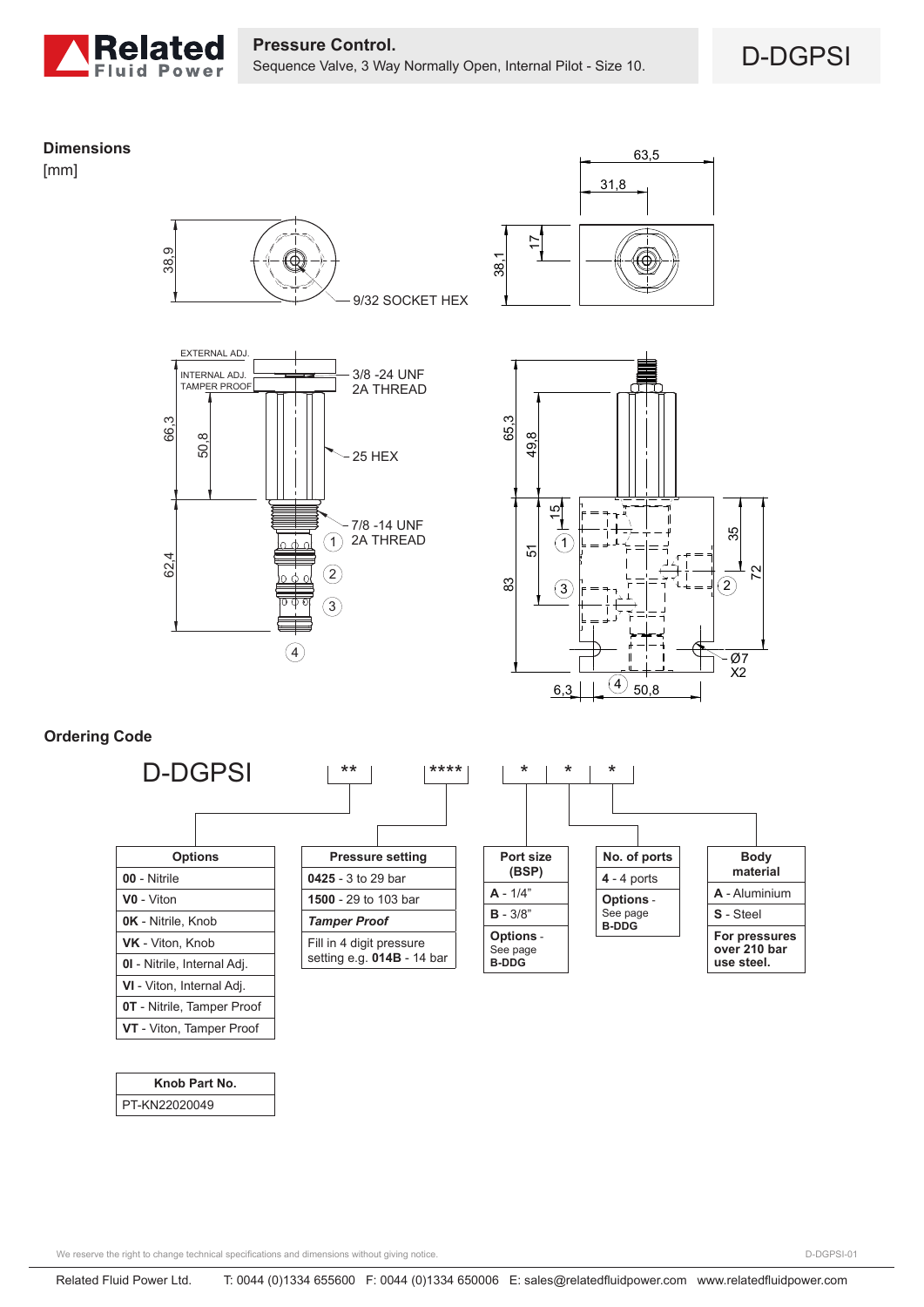Pressure Control.

Sequence Valve, 3 Way Normally Open, Internal Pilot - Size 10.

D-DGPSI

## Dimensions

[mm]

63,5
31,8
38,9
9/32 SOCKET HEX
17
38,1
EXTERNAL ADJ.
INTERNAL ADJ.
TAMPER PROOF
3/8 -24 UNF 2A THREAD
66,3
50,8
25 HEX
7/8 -14 UNF 2A THREAD
62,4
1
2
3
4
65,3
49,8
15
51
83
35
72
Ø7
X2
6,3
50,8

## Ordering Code

D-DGPSI ** **** * * *

| Options |
|---|
| **00** - Nitrile |
| **V0** - Viton |
| **0K** - Nitrile, Knob |
| **VK** - Viton, Knob |
| **0I** - Nitrile, Internal Adj. |
| **VI** - Viton, Internal Adj. |
| **0T** - Nitrile, Tamper Proof |
| **VT** - Viton, Tamper Proof |

| Pressure setting |
|---|
| **0425** - 3 to 29 bar |
| **1500** - 29 to 103 bar |
| ***Tamper Proof*** |
| Fill in 4 digit pressure setting e.g. **014B** - 14 bar |

| Port size (BSP) |
|---|
| **A** - 1/4" |
| **B** - 3/8" |
| **Options** - See page **B-DDG** |

| No. of ports |
|---|
| **4** - 4 ports |
| **Options** - See page **B-DDG** |

| Body material |
|---|
| **A** - Aluminium |
| **S** - Steel |
| **For pressures over 210 bar use steel.** |

| Knob Part No. |
|---|
| PT-KN22020049 |

We reserve the right to change technical specifications and dimensions without giving notice.

D-DGPSI-01

Related Fluid Power Ltd. T: 0044 (0)1334 655600 F: 0044 (0)1334 650006 E: sales@relatedfluidpower.com www.relatedfluidpower.com